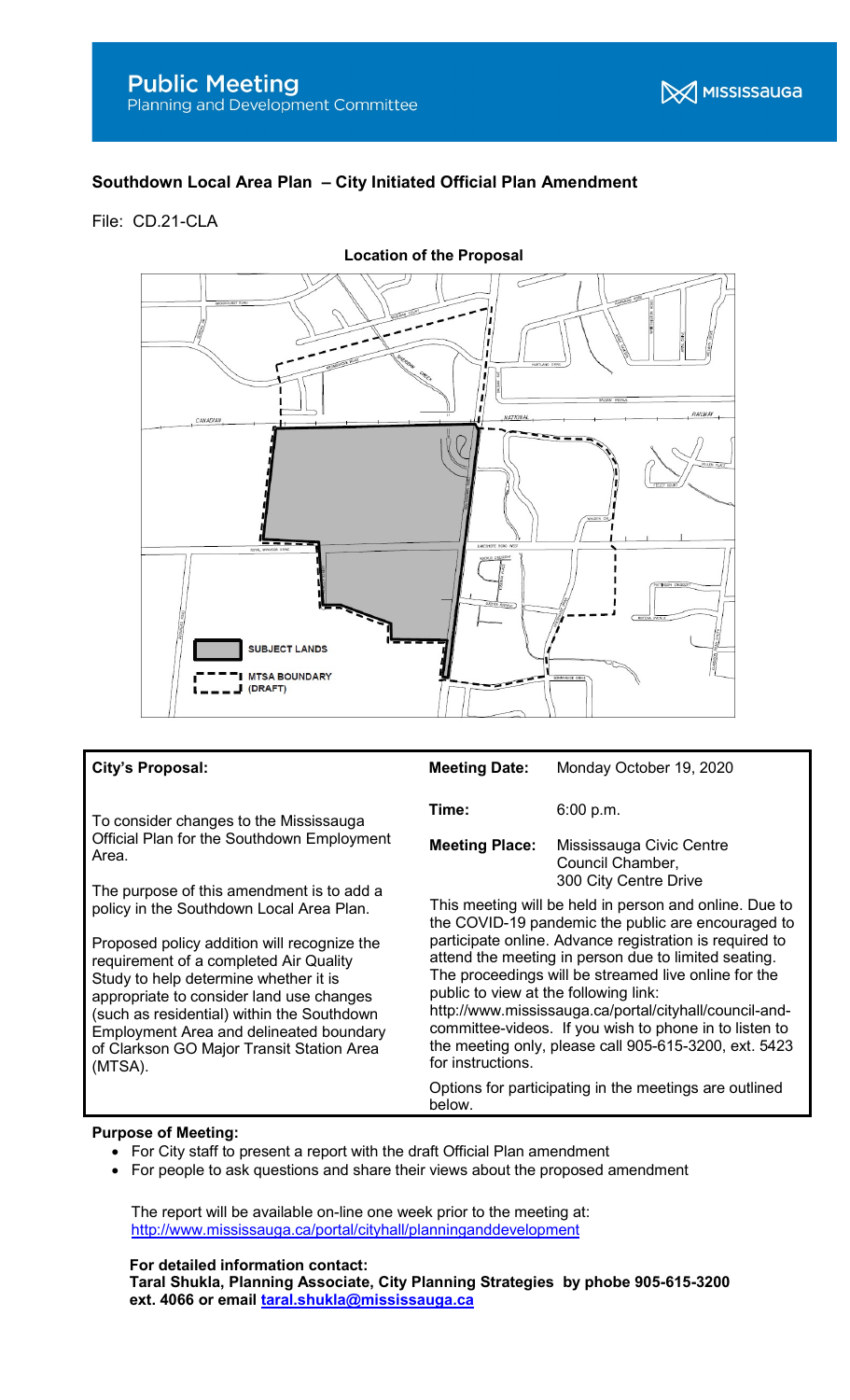# Public Meeting

Planning and Development Committee

MISSISSAUGA

## Southdown Local Area Plan – City Initiated Official Plan Amendment

File: CD.21-CLA

**Location of the Proposal**

SUBJECT LANDS

MTSA BOUNDARY (DRAFT)

| **City's Proposal:** | **Meeting Date:** | Monday October 19, 2020 |
|---|---|---|
| To consider changes to the Mississauga Official Plan for the Southdown Employment Area. | **Time:** | 6:00 p.m. |
| The purpose of this amendment is to add a policy in the Southdown Local Area Plan. | **Meeting Place:** | Mississauga Civic Centre Council Chamber, 300 City Centre Drive |
| Proposed policy addition will recognize the requirement of a completed Air Quality Study to help determine whether it is appropriate to consider land use changes (such as residential) within the Southdown Employment Area and delineated boundary of Clarkson GO Major Transit Station Area (MTSA). | This meeting will be held in person and online. Due to the COVID-19 pandemic the public are encouraged to participate online. Advance registration is required to attend the meeting in person due to limited seating. The proceedings will be streamed live online for the public to view at the following link: http://www.mississauga.ca/portal/cityhall/council-and-committee-videos. If you wish to phone in to listen to the meeting only, please call 905-615-3200, ext. 5423 for instructions. Options for participating in the meetings are outlined below. | |

**Purpose of Meeting:**

- For City staff to present a report with the draft Official Plan amendment
- For people to ask questions and share their views about the proposed amendment

The report will be available on-line one week prior to the meeting at: http://www.mississauga.ca/portal/cityhall/planninganddevelopment

**For detailed information contact:**
**Taral Shukla, Planning Associate, City Planning Strategies by phobe 905-615-3200 ext. 4066 or email taral.shukla@mississauga.ca**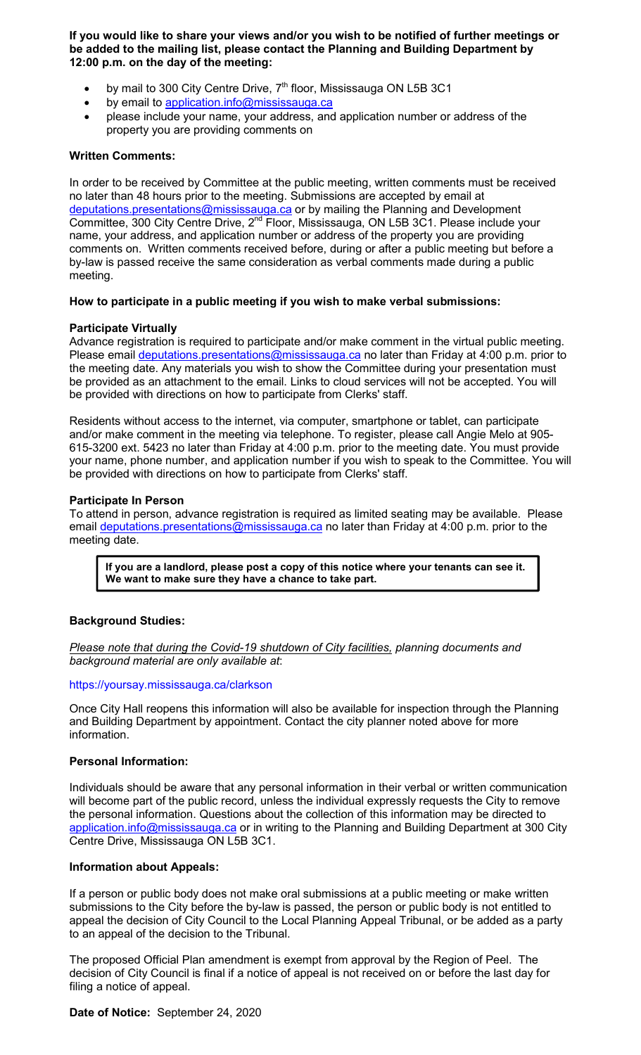**If you would like to share your views and/or you wish to be notified of further meetings or be added to the mailing list, please contact the Planning and Building Department by 12:00 p.m. on the day of the meeting:**

- by mail to 300 City Centre Drive, 7th floor, Mississauga ON L5B 3C1
- by email to application.info@mississauga.ca
- please include your name, your address, and application number or address of the property you are providing comments on

**Written Comments:**

In order to be received by Committee at the public meeting, written comments must be received no later than 48 hours prior to the meeting. Submissions are accepted by email at deputations.presentations@mississauga.ca or by mailing the Planning and Development Committee, 300 City Centre Drive, 2nd Floor, Mississauga, ON L5B 3C1. Please include your name, your address, and application number or address of the property you are providing comments on. Written comments received before, during or after a public meeting but before a by-law is passed receive the same consideration as verbal comments made during a public meeting.

**How to participate in a public meeting if you wish to make verbal submissions:**

**Participate Virtually**
Advance registration is required to participate and/or make comment in the virtual public meeting. Please email deputations.presentations@mississauga.ca no later than Friday at 4:00 p.m. prior to the meeting date. Any materials you wish to show the Committee during your presentation must be provided as an attachment to the email. Links to cloud services will not be accepted. You will be provided with directions on how to participate from Clerks' staff.

Residents without access to the internet, via computer, smartphone or tablet, can participate and/or make comment in the meeting via telephone. To register, please call Angie Melo at 905-615-3200 ext. 5423 no later than Friday at 4:00 p.m. prior to the meeting date. You must provide your name, phone number, and application number if you wish to speak to the Committee. You will be provided with directions on how to participate from Clerks' staff.

**Participate In Person**
To attend in person, advance registration is required as limited seating may be available. Please email deputations.presentations@mississauga.ca no later than Friday at 4:00 p.m. prior to the meeting date.

**If you are a landlord, please post a copy of this notice where your tenants can see it. We want to make sure they have a chance to take part.**

**Background Studies:**

*Please note that during the Covid-19 shutdown of City facilities, planning documents and background material are only available at*:

https://yoursay.mississauga.ca/clarkson

Once City Hall reopens this information will also be available for inspection through the Planning and Building Department by appointment. Contact the city planner noted above for more information.

**Personal Information:**

Individuals should be aware that any personal information in their verbal or written communication will become part of the public record, unless the individual expressly requests the City to remove the personal information. Questions about the collection of this information may be directed to application.info@mississauga.ca or in writing to the Planning and Building Department at 300 City Centre Drive, Mississauga ON L5B 3C1.

**Information about Appeals:**

If a person or public body does not make oral submissions at a public meeting or make written submissions to the City before the by-law is passed, the person or public body is not entitled to appeal the decision of City Council to the Local Planning Appeal Tribunal, or be added as a party to an appeal of the decision to the Tribunal.

The proposed Official Plan amendment is exempt from approval by the Region of Peel. The decision of City Council is final if a notice of appeal is not received on or before the last day for filing a notice of appeal.

**Date of Notice:** September 24, 2020